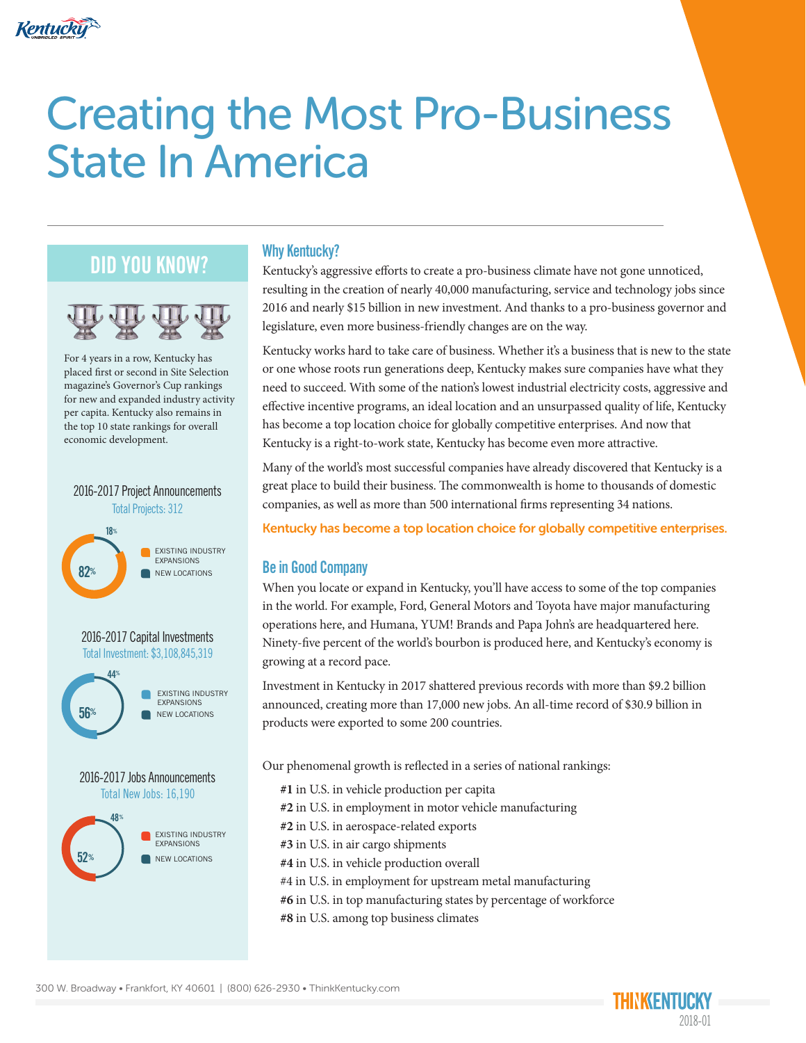# Creating the Most Pro-Business State In America

## DID YOU KNOW?

For 4 years in a row, Kentucky has placed first or second in Site Selection magazine's Governor's Cup rankings for new and expanded industry activity per capita. Kentucky also remains in the top 10 state rankings for overall economic development.

### 2016-2017 Project Announcements

Total Projects: 312

- 82% EXISTING INDUSTRY EXPANSIONS
- 18% NEW LOCATIONS

### 2016-2017 Capital Investments

Total Investment: $3,108,845,319

- 56% EXISTING INDUSTRY EXPANSIONS
- 44% NEW LOCATIONS

### 2016-2017 Jobs Announcements

Total New Jobs: 16,190

- 52% EXISTING INDUSTRY EXPANSIONS
- 48% NEW LOCATIONS

## Why Kentucky?

Kentucky's aggressive efforts to create a pro-business climate have not gone unnoticed, resulting in the creation of nearly 40,000 manufacturing, service and technology jobs since 2016 and nearly $15 billion in new investment. And thanks to a pro-business governor and legislature, even more business-friendly changes are on the way.

Kentucky works hard to take care of business. Whether it's a business that is new to the state or one whose roots run generations deep, Kentucky makes sure companies have what they need to succeed. With some of the nation's lowest industrial electricity costs, aggressive and effective incentive programs, an ideal location and an unsurpassed quality of life, Kentucky has become a top location choice for globally competitive enterprises. And now that Kentucky is a right-to-work state, Kentucky has become even more attractive.

Many of the world's most successful companies have already discovered that Kentucky is a great place to build their business. The commonwealth is home to thousands of domestic companies, as well as more than 500 international firms representing 34 nations.

**Kentucky has become a top location choice for globally competitive enterprises.**

## Be in Good Company

When you locate or expand in Kentucky, you'll have access to some of the top companies in the world. For example, Ford, General Motors and Toyota have major manufacturing operations here, and Humana, YUM! Brands and Papa John's are headquartered here. Ninety-five percent of the world's bourbon is produced here, and Kentucky's economy is growing at a record pace.

Investment in Kentucky in 2017 shattered previous records with more than $9.2 billion announced, creating more than 17,000 new jobs. An all-time record of $30.9 billion in products were exported to some 200 countries.

Our phenomenal growth is reflected in a series of national rankings:

- **#1** in U.S. in vehicle production per capita
- **#2** in U.S. in employment in motor vehicle manufacturing
- **#2** in U.S. in aerospace-related exports
- **#3** in U.S. in air cargo shipments
- **#4** in U.S. in vehicle production overall
- #4 in U.S. in employment for upstream metal manufacturing
- **#6** in U.S. in top manufacturing states by percentage of workforce
- **#8** in U.S. among top business climates

300 W. Broadway • Frankfort, KY 40601 | (800) 626-2930 • ThinkKentucky.com

THINKENTUCKY 2018-01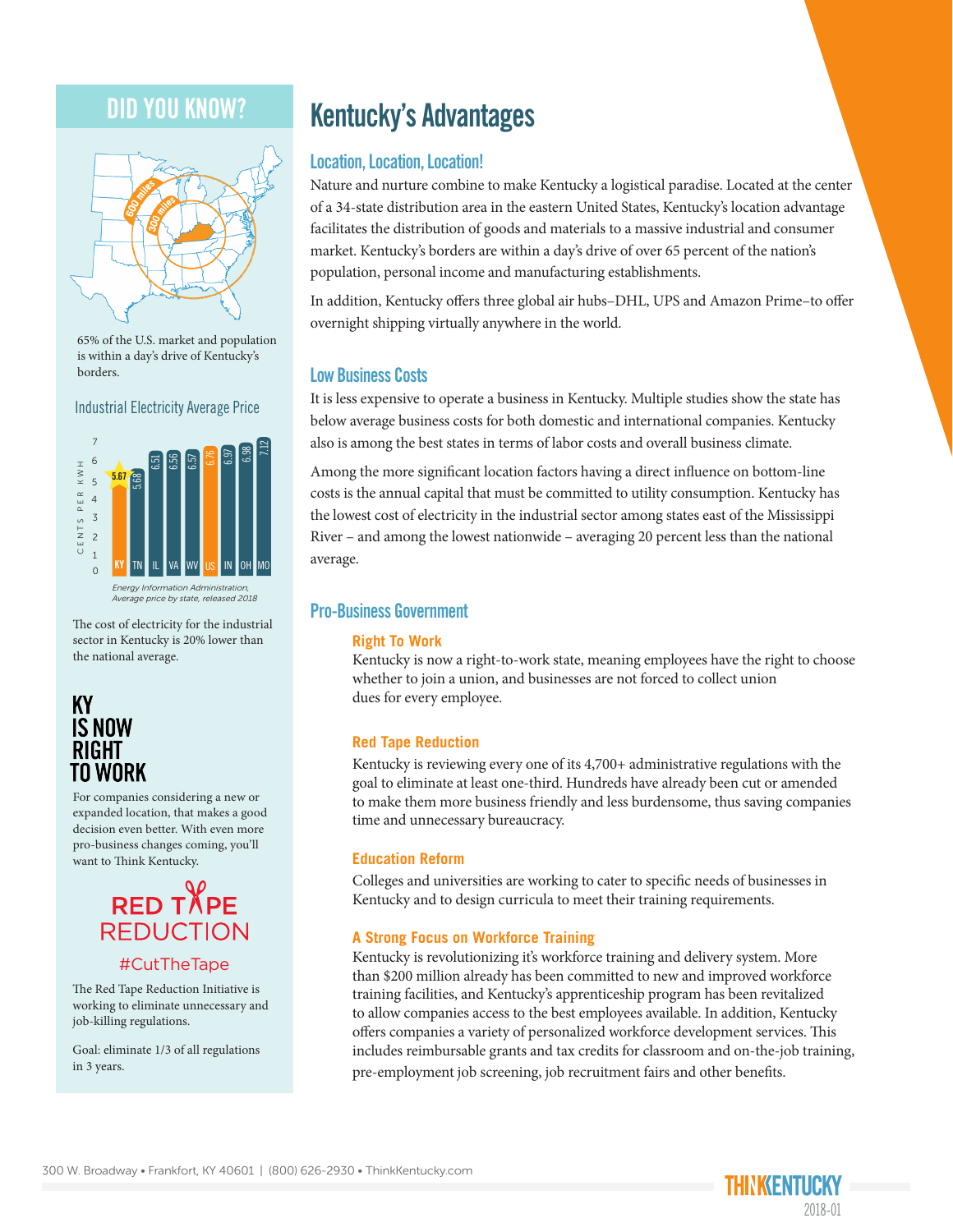## DID YOU KNOW?

600 miles
300 miles

65% of the U.S. market and population is within a day's drive of Kentucky's borders.

### Industrial Electricity Average Price

| State | Cents per KWH |
|---|---|
| KY | 5.67 |
| TN | 5.68 |
| IL | 6.51 |
| VA | 6.56 |
| WV | 6.57 |
| US | 6.76 |
| IN | 6.97 |
| OH | 6.98 |
| MO | 7.12 |

*Energy Information Administration, Average price by state, released 2018*

The cost of electricity for the industrial sector in Kentucky is 20% lower than the national average.

**KY IS NOW RIGHT TO WORK**

For companies considering a new or expanded location, that makes a good decision even better. With even more pro-business changes coming, you'll want to Think Kentucky.

**RED TAPE REDUCTION**

#CutTheTape

The Red Tape Reduction Initiative is working to eliminate unnecessary and job-killing regulations.

Goal: eliminate 1/3 of all regulations in 3 years.

# Kentucky's Advantages

## Location, Location, Location!

Nature and nurture combine to make Kentucky a logistical paradise. Located at the center of a 34-state distribution area in the eastern United States, Kentucky's location advantage facilitates the distribution of goods and materials to a massive industrial and consumer market. Kentucky's borders are within a day's drive of over 65 percent of the nation's population, personal income and manufacturing establishments.

In addition, Kentucky offers three global air hubs–DHL, UPS and Amazon Prime–to offer overnight shipping virtually anywhere in the world.

## Low Business Costs

It is less expensive to operate a business in Kentucky. Multiple studies show the state has below average business costs for both domestic and international companies. Kentucky also is among the best states in terms of labor costs and overall business climate.

Among the more significant location factors having a direct influence on bottom-line costs is the annual capital that must be committed to utility consumption. Kentucky has the lowest cost of electricity in the industrial sector among states east of the Mississippi River – and among the lowest nationwide – averaging 20 percent less than the national average.

## Pro-Business Government

### Right To Work

Kentucky is now a right-to-work state, meaning employees have the right to choose whether to join a union, and businesses are not forced to collect union dues for every employee.

### Red Tape Reduction

Kentucky is reviewing every one of its 4,700+ administrative regulations with the goal to eliminate at least one-third. Hundreds have already been cut or amended to make them more business friendly and less burdensome, thus saving companies time and unnecessary bureaucracy.

### Education Reform

Colleges and universities are working to cater to specific needs of businesses in Kentucky and to design curricula to meet their training requirements.

### A Strong Focus on Workforce Training

Kentucky is revolutionizing it's workforce training and delivery system. More than $200 million already has been committed to new and improved workforce training facilities, and Kentucky's apprenticeship program has been revitalized to allow companies access to the best employees available. In addition, Kentucky offers companies a variety of personalized workforce development services. This includes reimbursable grants and tax credits for classroom and on-the-job training, pre-employment job screening, job recruitment fairs and other benefits.

300 W. Broadway • Frankfort, KY 40601 | (800) 626-2930 • ThinkKentucky.com

THINKKENTUCKY 2018-01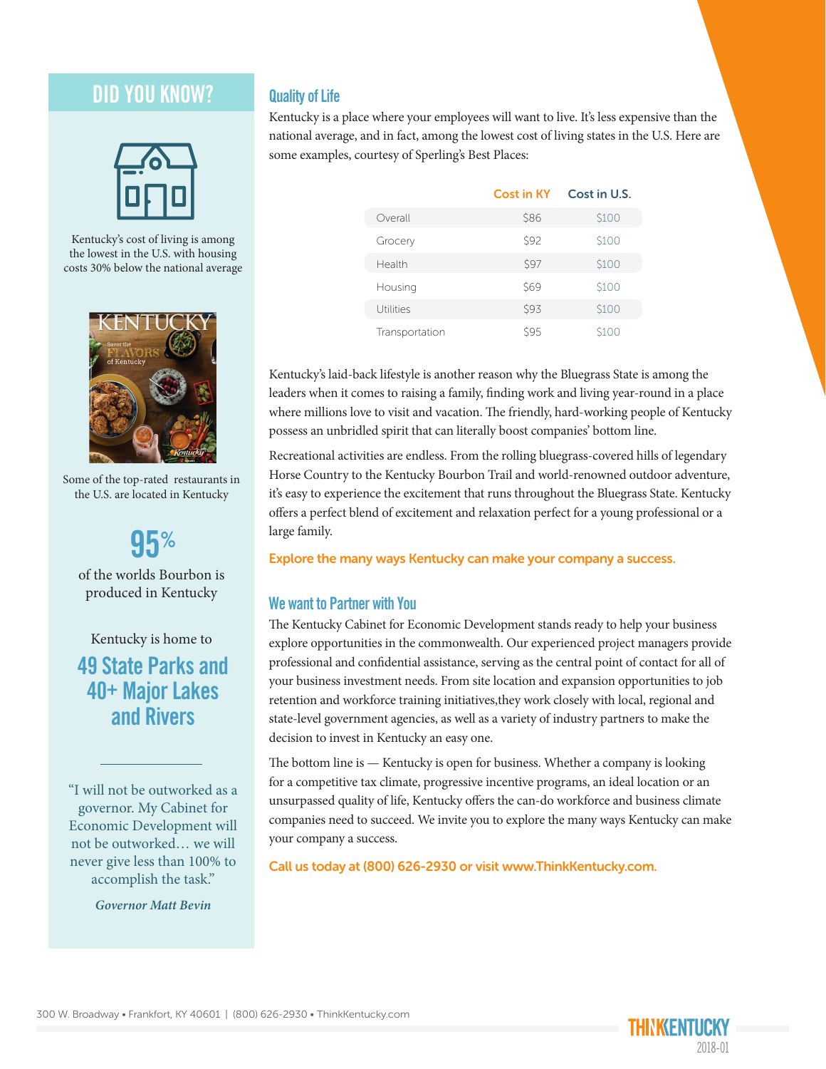## DID YOU KNOW?

Kentucky's cost of living is among the lowest in the U.S. with housing costs 30% below the national average

Some of the top-rated restaurants in the U.S. are located in Kentucky

**95%**

of the worlds Bourbon is produced in Kentucky

Kentucky is home to

**49 State Parks and 40+ Major Lakes and Rivers**

"I will not be outworked as a governor. My Cabinet for Economic Development will not be outworked… we will never give less than 100% to accomplish the task."

*Governor Matt Bevin*

## Quality of Life

Kentucky is a place where your employees will want to live. It's less expensive than the national average, and in fact, among the lowest cost of living states in the U.S. Here are some examples, courtesy of Sperling's Best Places:

| | Cost in KY | Cost in U.S. |
|---|---|---|
| Overall | $86 | $100 |
| Grocery | $92 | $100 |
| Health | $97 | $100 |
| Housing | $69 | $100 |
| Utilities | $93 | $100 |
| Transportation | $95 | $100 |

Kentucky's laid-back lifestyle is another reason why the Bluegrass State is among the leaders when it comes to raising a family, finding work and living year-round in a place where millions love to visit and vacation. The friendly, hard-working people of Kentucky possess an unbridled spirit that can literally boost companies' bottom line.

Recreational activities are endless. From the rolling bluegrass-covered hills of legendary Horse Country to the Kentucky Bourbon Trail and world-renowned outdoor adventure, it's easy to experience the excitement that runs throughout the Bluegrass State. Kentucky offers a perfect blend of excitement and relaxation perfect for a young professional or a large family.

**Explore the many ways Kentucky can make your company a success.**

## We want to Partner with You

The Kentucky Cabinet for Economic Development stands ready to help your business explore opportunities in the commonwealth. Our experienced project managers provide professional and confidential assistance, serving as the central point of contact for all of your business investment needs. From site location and expansion opportunities to job retention and workforce training initiatives,they work closely with local, regional and state-level government agencies, as well as a variety of industry partners to make the decision to invest in Kentucky an easy one.

The bottom line is — Kentucky is open for business. Whether a company is looking for a competitive tax climate, progressive incentive programs, an ideal location or an unsurpassed quality of life, Kentucky offers the can-do workforce and business climate companies need to succeed. We invite you to explore the many ways Kentucky can make your company a success.

**Call us today at (800) 626-2930 or visit www.ThinkKentucky.com.**

300 W. Broadway • Frankfort, KY 40601 | (800) 626-2930 • ThinkKentucky.com

THINKKENTUCKY 2018-01